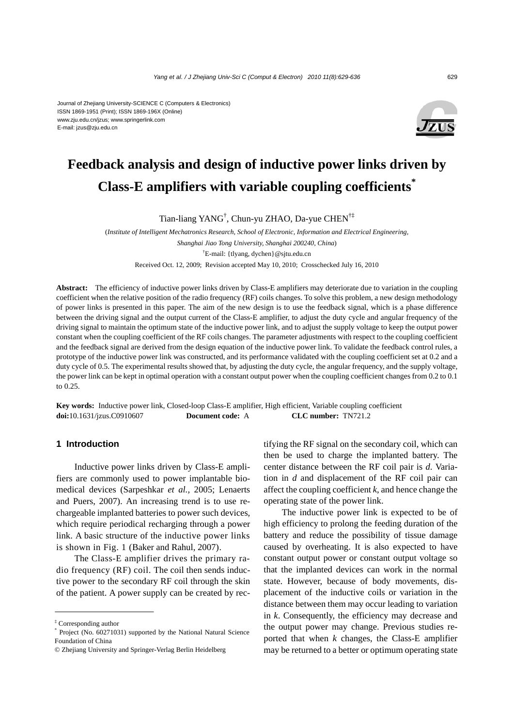Journal of Zhejiang University-SCIENCE C (Computers & Electronics)
ISSN 1869-1951 (Print); ISSN 1869-196X (Online)
www.zju.edu.cn/jzus; www.springerlink.com
E-mail: jzus@zju.edu.cn

# Feedback analysis and design of inductive power links driven by Class-E amplifiers with variable coupling coefficients[*]

Tian-liang YANG[†], Chun-yu ZHAO, Da-yue CHEN[†‡]

(*Institute of Intelligent Mechatronics Research, School of Electronic, Information and Electrical Engineering, Shanghai Jiao Tong University, Shanghai 200240, China*)

[†]E-mail: {tlyang, dychen}@sjtu.edu.cn

Received Oct. 12, 2009; Revision accepted May 10, 2010; Crosschecked July 16, 2010

**Abstract:** The efficiency of inductive power links driven by Class-E amplifiers may deteriorate due to variation in the coupling coefficient when the relative position of the radio frequency (RF) coils changes. To solve this problem, a new design methodology of power links is presented in this paper. The aim of the new design is to use the feedback signal, which is a phase difference between the driving signal and the output current of the Class-E amplifier, to adjust the duty cycle and angular frequency of the driving signal to maintain the optimum state of the inductive power link, and to adjust the supply voltage to keep the output power constant when the coupling coefficient of the RF coils changes. The parameter adjustments with respect to the coupling coefficient and the feedback signal are derived from the design equation of the inductive power link. To validate the feedback control rules, a prototype of the inductive power link was constructed, and its performance validated with the coupling coefficient set at 0.2 and a duty cycle of 0.5. The experimental results showed that, by adjusting the duty cycle, the angular frequency, and the supply voltage, the power link can be kept in optimal operation with a constant output power when the coupling coefficient changes from 0.2 to 0.1 to 0.25.

**Key words:** Inductive power link, Closed-loop Class-E amplifier, High efficient, Variable coupling coefficient
**doi:**10.1631/jzus.C0910607 **Document code:** A **CLC number:** TN721.2

## 1 Introduction

Inductive power links driven by Class-E amplifiers are commonly used to power implantable biomedical devices (Sarpeshkar *et al.*, 2005; Lenaerts and Puers, 2007). An increasing trend is to use rechargeable implanted batteries to power such devices, which require periodical recharging through a power link. A basic structure of the inductive power links is shown in Fig. 1 (Baker and Rahul, 2007).

The Class-E amplifier drives the primary radio frequency (RF) coil. The coil then sends inductive power to the secondary RF coil through the skin of the patient. A power supply can be created by rectifying the RF signal on the secondary coil, which can then be used to charge the implanted battery. The center distance between the RF coil pair is $d$. Variation in $d$ and displacement of the RF coil pair can affect the coupling coefficient $k$, and hence change the operating state of the power link.

The inductive power link is expected to be of high efficiency to prolong the feeding duration of the battery and reduce the possibility of tissue damage caused by overheating. It is also expected to have constant output power or constant output voltage so that the implanted devices can work in the normal state. However, because of body movements, displacement of the inductive coils or variation in the distance between them may occur leading to variation in $k$. Consequently, the efficiency may decrease and the output power may change. Previous studies reported that when $k$ changes, the Class-E amplifier may be returned to a better or optimum operating state

---

[‡] Corresponding author
[*] Project (No. 60271031) supported by the National Natural Science Foundation of China
© Zhejiang University and Springer-Verlag Berlin Heidelberg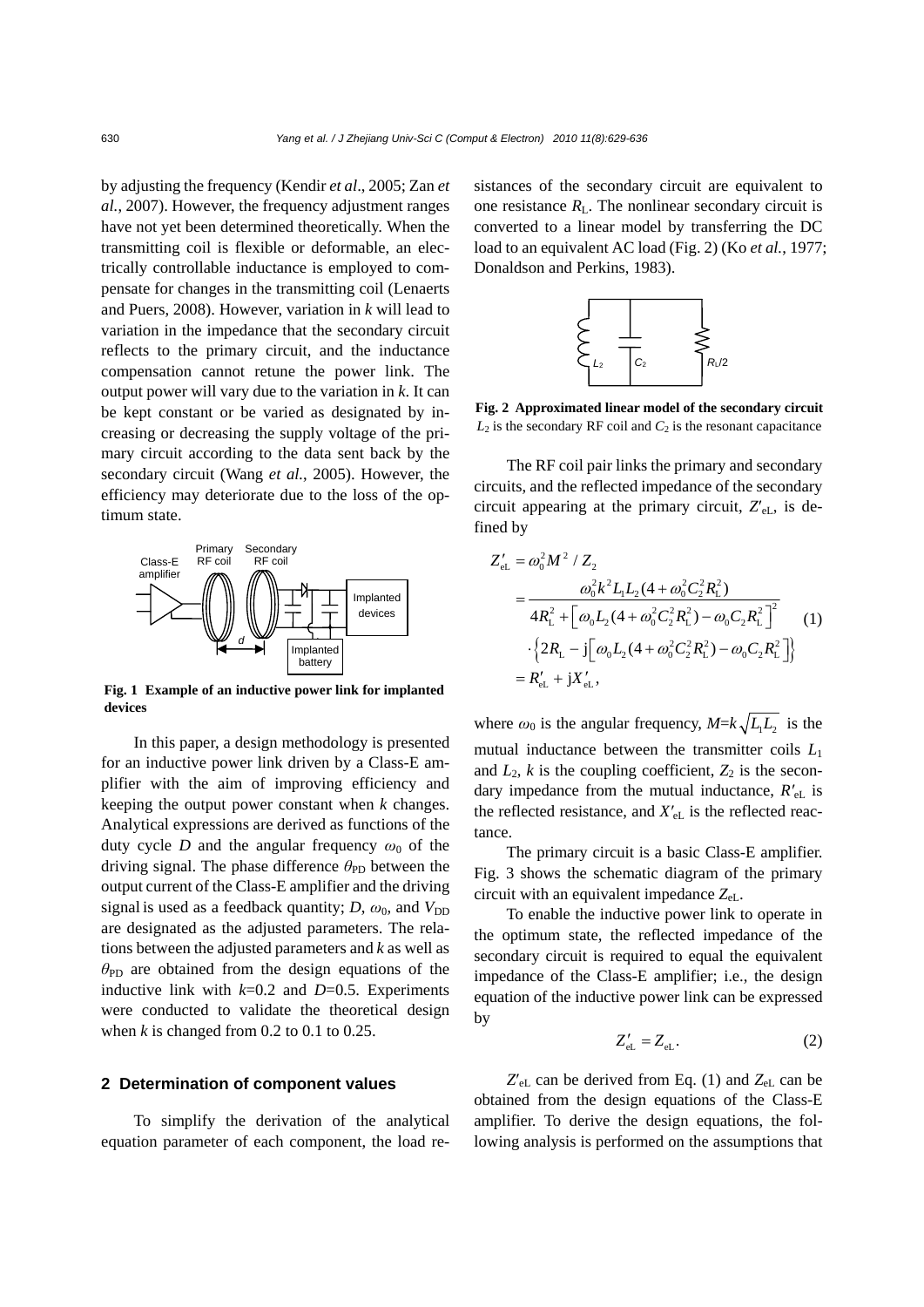by adjusting the frequency (Kendir *et al*., 2005; Zan *et al.*, 2007). However, the frequency adjustment ranges have not yet been determined theoretically. When the transmitting coil is flexible or deformable, an electrically controllable inductance is employed to compensate for changes in the transmitting coil (Lenaerts and Puers, 2008). However, variation in *k* will lead to variation in the impedance that the secondary circuit reflects to the primary circuit, and the inductance compensation cannot retune the power link. The output power will vary due to the variation in *k*. It can be kept constant or be varied as designated by increasing or decreasing the supply voltage of the primary circuit according to the data sent back by the secondary circuit (Wang *et al.*, 2005). However, the efficiency may deteriorate due to the loss of the optimum state.

**Fig. 1 Example of an inductive power link for implanted devices**

In this paper, a design methodology is presented for an inductive power link driven by a Class-E amplifier with the aim of improving efficiency and keeping the output power constant when *k* changes. Analytical expressions are derived as functions of the duty cycle *D* and the angular frequency $\omega_0$ of the driving signal. The phase difference $\theta_{PD}$ between the output current of the Class-E amplifier and the driving signal is used as a feedback quantity; *D*, $\omega_0$, and $V_{DD}$ are designated as the adjusted parameters. The relations between the adjusted parameters and *k* as well as $\theta_{PD}$ are obtained from the design equations of the inductive link with *k*=0.2 and *D*=0.5. Experiments were conducted to validate the theoretical design when *k* is changed from 0.2 to 0.1 to 0.25.

## 2 Determination of component values

To simplify the derivation of the analytical equation parameter of each component, the load resistances of the secondary circuit are equivalent to one resistance $R_L$. The nonlinear secondary circuit is converted to a linear model by transferring the DC load to an equivalent AC load (Fig. 2) (Ko *et al.*, 1977; Donaldson and Perkins, 1983).

**Fig. 2 Approximated linear model of the secondary circuit**
$L_2$ is the secondary RF coil and $C_2$ is the resonant capacitance

The RF coil pair links the primary and secondary circuits, and the reflected impedance of the secondary circuit appearing at the primary circuit, $Z'_{eL}$, is defined by

$$
\begin{aligned}
Z'_{eL} &= \omega_0^2 M^2 / Z_2 \\
&= \frac{\omega_0^2 k^2 L_1 L_2 (4+\omega_0^2 C_2^2 R_L^2)}{4R_L^2 + \left[\omega_0 L_2 (4+\omega_0^2 C_2^2 R_L^2) - \omega_0 C_2 R_L^2\right]^2} \\
&\quad \cdot \left\{2R_L - \mathrm{j}\left[\omega_0 L_2 (4+\omega_0^2 C_2^2 R_L^2) - \omega_0 C_2 R_L^2\right]\right\} \\
&= R'_{eL} + \mathrm{j}X'_{eL},
\end{aligned}
\tag{1}
$$

where $\omega_0$ is the angular frequency, $M=k\sqrt{L_1 L_2}$ is the mutual inductance between the transmitter coils $L_1$ and $L_2$, *k* is the coupling coefficient, $Z_2$ is the secondary impedance from the mutual inductance, $R'_{eL}$ is the reflected resistance, and $X'_{eL}$ is the reflected reactance.

The primary circuit is a basic Class-E amplifier. Fig. 3 shows the schematic diagram of the primary circuit with an equivalent impedance $Z_{eL}$.

To enable the inductive power link to operate in the optimum state, the reflected impedance of the secondary circuit is required to equal the equivalent impedance of the Class-E amplifier; i.e., the design equation of the inductive power link can be expressed by

$$Z'_{eL} = Z_{eL}. \tag{2}$$

$Z'_{eL}$ can be derived from Eq. (1) and $Z_{eL}$ can be obtained from the design equations of the Class-E amplifier. To derive the design equations, the following analysis is performed on the assumptions that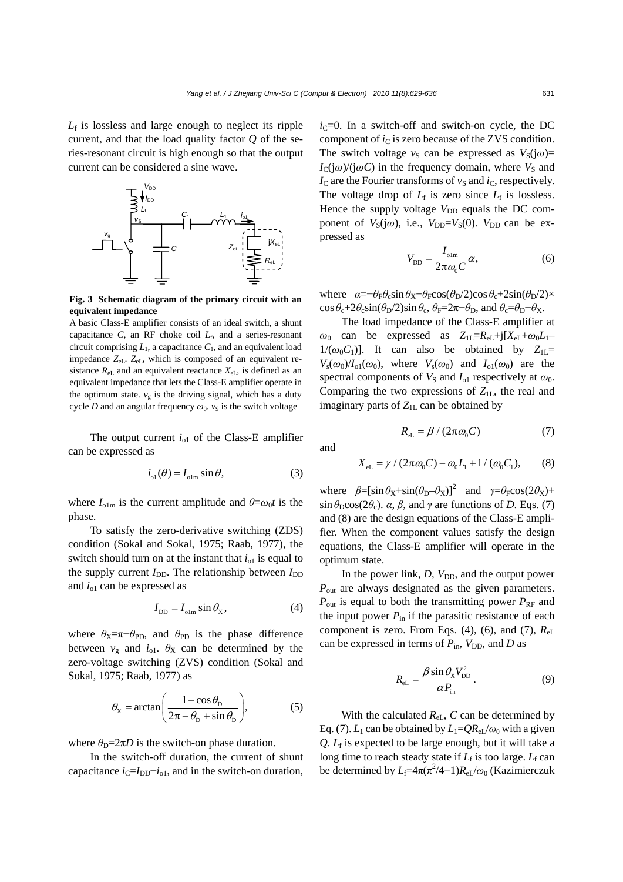$L_f$ is lossless and large enough to neglect its ripple current, and that the load quality factor $Q$ of the series-resonant circuit is high enough so that the output current can be considered a sine wave.

**Fig. 3 Schematic diagram of the primary circuit with an equivalent impedance**

A basic Class-E amplifier consists of an ideal switch, a shunt capacitance $C$, an RF choke coil $L_f$, and a series-resonant circuit comprising $L_1$, a capacitance $C_1$, and an equivalent load impedance $Z_{eL}$. $Z_{eL}$, which is composed of an equivalent resistance $R_{eL}$ and an equivalent reactance $X_{eL}$, is defined as an equivalent impedance that lets the Class-E amplifier operate in the optimum state. $v_g$ is the driving signal, which has a duty cycle $D$ and an angular frequency $\omega_0$. $v_S$ is the switch voltage

The output current $i_{o1}$ of the Class-E amplifier can be expressed as

$$i_{o1}(\theta) = I_{o1m}\sin\theta, \tag{3}$$

where $I_{o1m}$ is the current amplitude and $\theta=\omega_0 t$ is the phase.

To satisfy the zero-derivative switching (ZDS) condition (Sokal and Sokal, 1975; Raab, 1977), the switch should turn on at the instant that $i_{o1}$ is equal to the supply current $I_{DD}$. The relationship between $I_{DD}$ and $i_{o1}$ can be expressed as

$$I_{DD} = I_{o1m}\sin\theta_X, \tag{4}$$

where $\theta_X=\pi-\theta_{PD}$, and $\theta_{PD}$ is the phase difference between $v_g$ and $i_{o1}$. $\theta_X$ can be determined by the zero-voltage switching (ZVS) condition (Sokal and Sokal, 1975; Raab, 1977) as

$$\theta_X = \arctan\left(\frac{1-\cos\theta_D}{2\pi-\theta_D+\sin\theta_D}\right), \tag{5}$$

where $\theta_D=2\pi D$ is the switch-on phase duration.

In the switch-off duration, the current of shunt capacitance $i_C=I_{DD}-i_{o1}$, and in the switch-on duration, $i_C=0$. In a switch-off and switch-on cycle, the DC component of $i_C$ is zero because of the ZVS condition. The switch voltage $v_S$ can be expressed as $V_S(j\omega)=I_C(j\omega)/(j\omega C)$ in the frequency domain, where $V_S$ and $I_C$ are the Fourier transforms of $v_S$ and $i_C$, respectively. The voltage drop of $L_f$ is zero since $L_f$ is lossless. Hence the supply voltage $V_{DD}$ equals the DC component of $V_S(j\omega)$, i.e., $V_{DD}=V_S(0)$. $V_{DD}$ can be expressed as

$$V_{DD} = \frac{I_{o1m}}{2\pi\omega_0 C}\alpha, \tag{6}$$

where $\alpha=-\theta_F\theta_c\sin\theta_X+\theta_F\cos(\theta_D/2)\cos\theta_c+2\sin(\theta_D/2)\times\cos\theta_c+2\theta_c\sin(\theta_D/2)\sin\theta_c$, $\theta_F=2\pi-\theta_D$, and $\theta_c=\theta_D-\theta_X$.

The load impedance of the Class-E amplifier at $\omega_0$ can be expressed as $Z_{1L}=R_{eL}+j[X_{eL}+\omega_0 L_1-1/(\omega_0 C_1)]$. It can also be obtained by $Z_{1L}=V_s(\omega_0)/I_{o1}(\omega_0)$, where $V_s(\omega_0)$ and $I_{o1}(\omega_0)$ are the spectral components of $V_S$ and $I_{o1}$ respectively at $\omega_0$. Comparing the two expressions of $Z_{1L}$, the real and imaginary parts of $Z_{1L}$ can be obtained by

$$R_{eL} = \beta/(2\pi\omega_0 C) \tag{7}$$

and

$$X_{eL} = \gamma/(2\pi\omega_0 C) - \omega_0 L_1 + 1/(\omega_0 C_1), \tag{8}$$

where $\beta=[\sin\theta_X+\sin(\theta_D-\theta_X)]^2$ and $\gamma=\theta_F\cos(2\theta_X)+\sin\theta_D\cos(2\theta_c)$. $\alpha$, $\beta$, and $\gamma$ are functions of $D$. Eqs. (7) and (8) are the design equations of the Class-E amplifier. When the component values satisfy the design equations, the Class-E amplifier will operate in the optimum state.

In the power link, $D$, $V_{DD}$, and the output power $P_{out}$ are always designated as the given parameters. $P_{out}$ is equal to both the transmitting power $P_{RF}$ and the input power $P_{in}$ if the parasitic resistance of each component is zero. From Eqs. (4), (6), and (7), $R_{eL}$ can be expressed in terms of $P_{in}$, $V_{DD}$, and $D$ as

$$R_{eL} = \frac{\beta\sin\theta_X V_{DD}^2}{\alpha P_{in}}. \tag{9}$$

With the calculated $R_{eL}$, $C$ can be determined by Eq. (7). $L_1$ can be obtained by $L_1=QR_{eL}/\omega_0$ with a given $Q$. $L_f$ is expected to be large enough, but it will take a long time to reach steady state if $L_f$ is too large. $L_f$ can be determined by $L_f=4\pi(\pi^2/4+1)R_{eL}/\omega_0$ (Kazimierczuk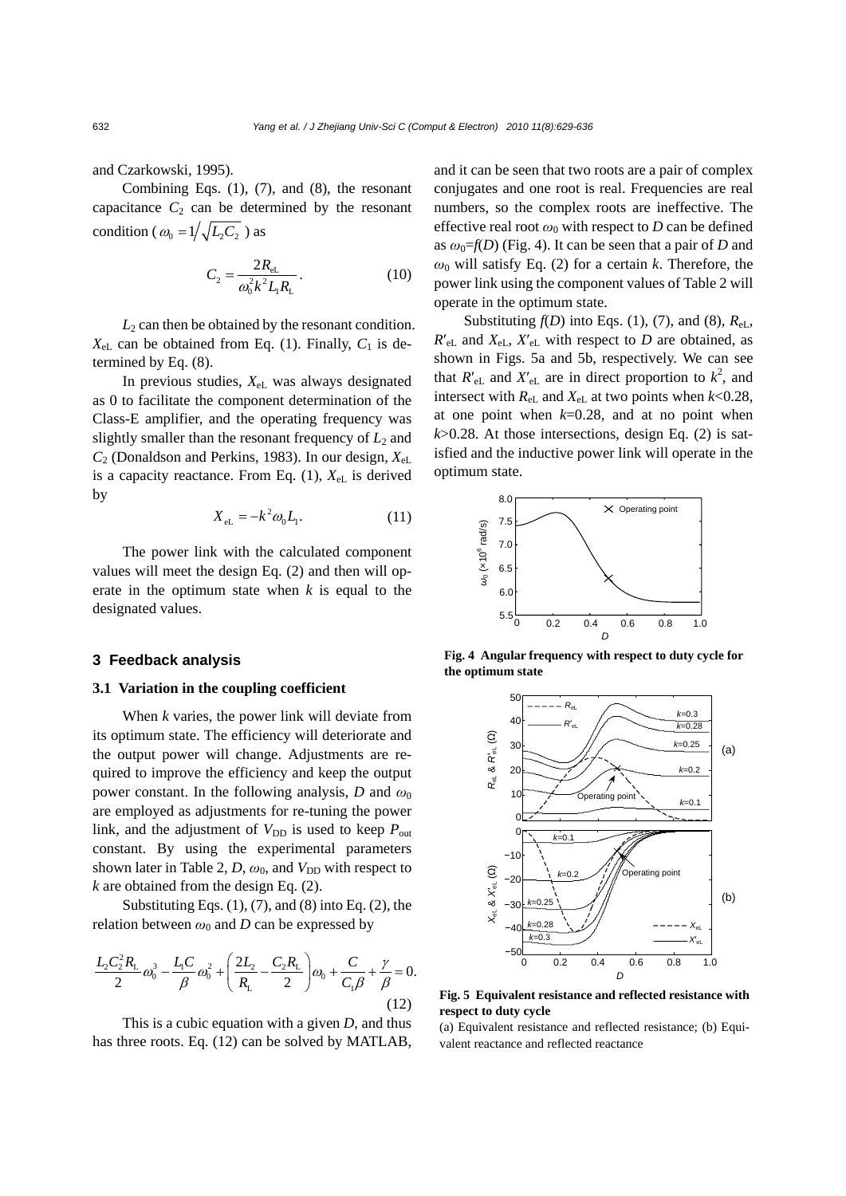and Czarkowski, 1995).

Combining Eqs. (1), (7), and (8), the resonant capacitance $C_2$ can be determined by the resonant condition ($\omega_0 = 1/\sqrt{L_2 C_2}$) as

$$C_2 = \frac{2R_{\mathrm{eL}}}{\omega_0^2 k^2 L_1 R_{\mathrm{L}}}. \tag{10}$$

$L_2$ can then be obtained by the resonant condition. $X_{\mathrm{eL}}$ can be obtained from Eq. (1). Finally, $C_1$ is determined by Eq. (8).

In previous studies, $X_{\mathrm{eL}}$ was always designated as 0 to facilitate the component determination of the Class-E amplifier, and the operating frequency was slightly smaller than the resonant frequency of $L_2$ and $C_2$ (Donaldson and Perkins, 1983). In our design, $X_{\mathrm{eL}}$ is a capacity reactance. From Eq. (1), $X_{\mathrm{eL}}$ is derived by

$$X_{\mathrm{eL}} = -k^2 \omega_0 L_1. \tag{11}$$

The power link with the calculated component values will meet the design Eq. (2) and then will operate in the optimum state when $k$ is equal to the designated values.

## 3 Feedback analysis

### 3.1 Variation in the coupling coefficient

When $k$ varies, the power link will deviate from its optimum state. The efficiency will deteriorate and the output power will change. Adjustments are required to improve the efficiency and keep the output power constant. In the following analysis, $D$ and $\omega_0$ are employed as adjustments for re-tuning the power link, and the adjustment of $V_{\mathrm{DD}}$ is used to keep $P_{\mathrm{out}}$ constant. By using the experimental parameters shown later in Table 2, $D$, $\omega_0$, and $V_{\mathrm{DD}}$ with respect to $k$ are obtained from the design Eq. (2).

Substituting Eqs. (1), (7), and (8) into Eq. (2), the relation between $\omega_0$ and $D$ can be expressed by

$$\frac{L_2 C_2^2 R_{\mathrm{L}}}{2}\omega_0^3 - \frac{L_1 C}{\beta}\omega_0^2 + \left(\frac{2L_2}{R_{\mathrm{L}}} - \frac{C_2 R_{\mathrm{L}}}{2}\right)\omega_0 + \frac{C}{C_1 \beta} + \frac{\gamma}{\beta} = 0. \tag{12}$$

This is a cubic equation with a given $D$, and thus has three roots. Eq. (12) can be solved by MATLAB, and it can be seen that two roots are a pair of complex conjugates and one root is real. Frequencies are real numbers, so the complex roots are ineffective. The effective real root $\omega_0$ with respect to $D$ can be defined as $\omega_0 = f(D)$ (Fig. 4). It can be seen that a pair of $D$ and $\omega_0$ will satisfy Eq. (2) for a certain $k$. Therefore, the power link using the component values of Table 2 will operate in the optimum state.

Substituting $f(D)$ into Eqs. (1), (7), and (8), $R_{\mathrm{eL}}$, $R'_{\mathrm{eL}}$ and $X_{\mathrm{eL}}$, $X'_{\mathrm{eL}}$ with respect to $D$ are obtained, as shown in Figs. 5a and 5b, respectively. We can see that $R'_{\mathrm{eL}}$ and $X'_{\mathrm{eL}}$ are in direct proportion to $k^2$, and intersect with $R_{\mathrm{eL}}$ and $X_{\mathrm{eL}}$ at two points when $k$<0.28, at one point when $k$=0.28, and at no point when $k$>0.28. At those intersections, design Eq. (2) is satisfied and the inductive power link will operate in the optimum state.

**Fig. 4 Angular frequency with respect to duty cycle for the optimum state**

**Fig. 5 Equivalent resistance and reflected resistance with respect to duty cycle**

(a) Equivalent resistance and reflected resistance; (b) Equivalent reactance and reflected reactance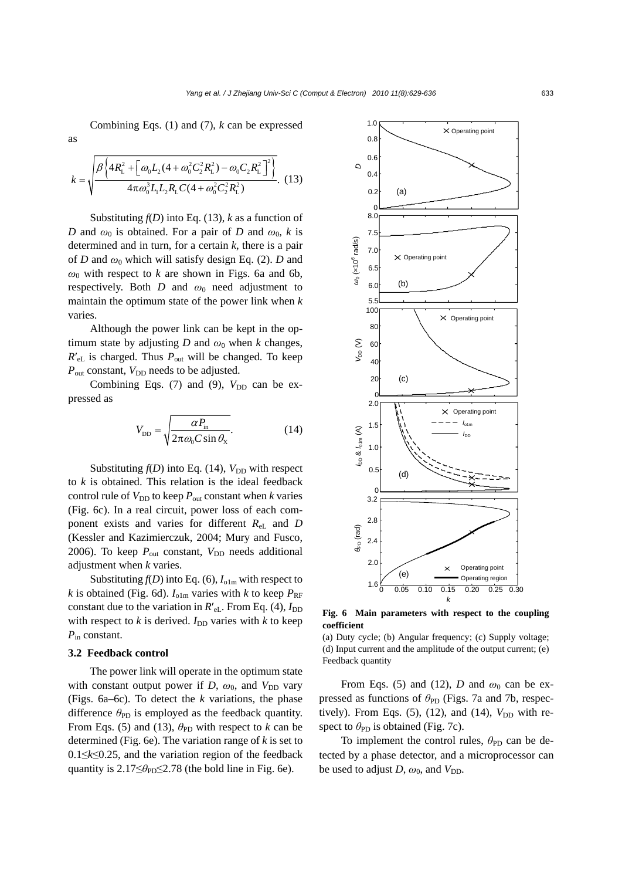Combining Eqs. (1) and (7), $k$ can be expressed as

$$k=\sqrt{\frac{\beta\left\{4R_{\mathrm{L}}^2+\left[\omega_0 L_2(4+\omega_0^2C_2^2R_{\mathrm{L}}^2)-\omega_0 C_2 R_{\mathrm{L}}^2\right]^2\right\}}{4\pi\omega_0^3 L_1 L_2 R_{\mathrm{L}} C(4+\omega_0^2 C_2^2 R_{\mathrm{L}}^2)}}. \quad (13)$$

Substituting $f(D)$ into Eq. (13), $k$ as a function of $D$ and $\omega_0$ is obtained. For a pair of $D$ and $\omega_0$, $k$ is determined and in turn, for a certain $k$, there is a pair of $D$ and $\omega_0$ which will satisfy design Eq. (2). $D$ and $\omega_0$ with respect to $k$ are shown in Figs. 6a and 6b, respectively. Both $D$ and $\omega_0$ need adjustment to maintain the optimum state of the power link when $k$ varies.

Although the power link can be kept in the optimum state by adjusting $D$ and $\omega_0$ when $k$ changes, $R'_{\mathrm{eL}}$ is charged. Thus $P_{\mathrm{out}}$ will be changed. To keep $P_{\mathrm{out}}$ constant, $V_{\mathrm{DD}}$ needs to be adjusted.

Combining Eqs. (7) and (9), $V_{\mathrm{DD}}$ can be expressed as

$$V_{\mathrm{DD}}=\sqrt{\frac{\alpha P_{\mathrm{in}}}{2\pi\omega_0 C\sin\theta_{\mathrm{X}}}}. \quad (14)$$

Substituting $f(D)$ into Eq. (14), $V_{\mathrm{DD}}$ with respect to $k$ is obtained. This relation is the ideal feedback control rule of $V_{\mathrm{DD}}$ to keep $P_{\mathrm{out}}$ constant when $k$ varies (Fig. 6c). In a real circuit, power loss of each component exists and varies for different $R_{\mathrm{eL}}$ and $D$ (Kessler and Kazimierczuk, 2004; Mury and Fusco, 2006). To keep $P_{\mathrm{out}}$ constant, $V_{\mathrm{DD}}$ needs additional adjustment when $k$ varies.

Substituting $f(D)$ into Eq. (6), $I_{\mathrm{o1m}}$ with respect to $k$ is obtained (Fig. 6d). $I_{\mathrm{o1m}}$ varies with $k$ to keep $P_{\mathrm{RF}}$ constant due to the variation in $R'_{\mathrm{eL}}$. From Eq. (4), $I_{\mathrm{DD}}$ with respect to $k$ is derived. $I_{\mathrm{DD}}$ varies with $k$ to keep $P_{\mathrm{in}}$ constant.

### 3.2 Feedback control

The power link will operate in the optimum state with constant output power if $D$, $\omega_0$, and $V_{\mathrm{DD}}$ vary (Figs. 6a–6c). To detect the $k$ variations, the phase difference $\theta_{\mathrm{PD}}$ is employed as the feedback quantity. From Eqs. (5) and (13), $\theta_{\mathrm{PD}}$ with respect to $k$ can be determined (Fig. 6e). The variation range of $k$ is set to $0.1\leq k\leq 0.25$, and the variation region of the feedback quantity is $2.17\leq\theta_{\mathrm{PD}}\leq 2.78$ (the bold line in Fig. 6e).

**Fig. 6 Main parameters with respect to the coupling coefficient**

(a) Duty cycle; (b) Angular frequency; (c) Supply voltage; (d) Input current and the amplitude of the output current; (e) Feedback quantity

From Eqs. (5) and (12), $D$ and $\omega_0$ can be expressed as functions of $\theta_{\mathrm{PD}}$ (Figs. 7a and 7b, respectively). From Eqs. (5), (12), and (14), $V_{\mathrm{DD}}$ with respect to $\theta_{\mathrm{PD}}$ is obtained (Fig. 7c).

To implement the control rules, $\theta_{\mathrm{PD}}$ can be detected by a phase detector, and a microprocessor can be used to adjust $D$, $\omega_0$, and $V_{\mathrm{DD}}$.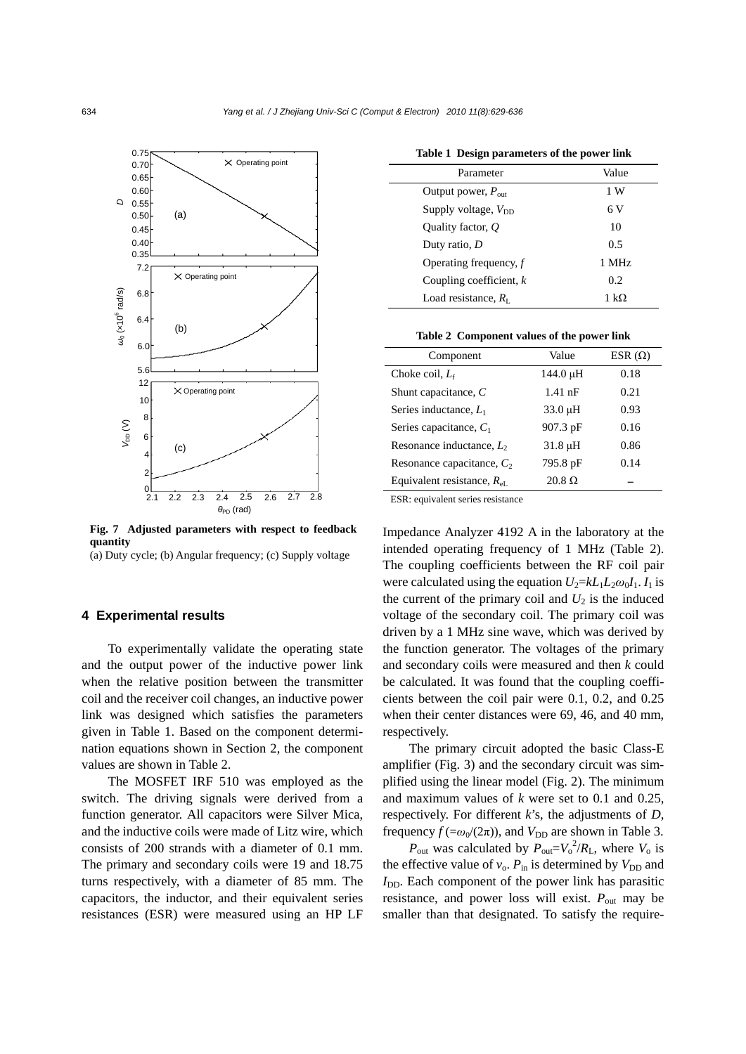Fig. 7 Adjusted parameters with respect to feedback quantity

(a) Duty cycle; (b) Angular frequency; (c) Supply voltage

## 4 Experimental results

To experimentally validate the operating state and the output power of the inductive power link when the relative position between the transmitter coil and the receiver coil changes, an inductive power link was designed which satisfies the parameters given in Table 1. Based on the component determination equations shown in Section 2, the component values are shown in Table 2.

The MOSFET IRF 510 was employed as the switch. The driving signals were derived from a function generator. All capacitors were Silver Mica, and the inductive coils were made of Litz wire, which consists of 200 strands with a diameter of 0.1 mm. The primary and secondary coils were 19 and 18.75 turns respectively, with a diameter of 85 mm. The capacitors, the inductor, and their equivalent series resistances (ESR) were measured using an HP LF Impedance Analyzer 4192 A in the laboratory at the intended operating frequency of 1 MHz (Table 2). The coupling coefficients between the RF coil pair were calculated using the equation $U_2=kL_1L_2\omega_0I_1$. $I_1$ is the current of the primary coil and $U_2$ is the induced voltage of the secondary coil. The primary coil was driven by a 1 MHz sine wave, which was derived by the function generator. The voltages of the primary and secondary coils were measured and then $k$ could be calculated. It was found that the coupling coefficients between the coil pair were 0.1, 0.2, and 0.25 when their center distances were 69, 46, and 40 mm, respectively.

The primary circuit adopted the basic Class-E amplifier (Fig. 3) and the secondary circuit was simplified using the linear model (Fig. 2). The minimum and maximum values of $k$ were set to 0.1 and 0.25, respectively. For different $k$'s, the adjustments of $D$, frequency $f$ ($=\omega_0/(2\pi)$), and $V_{DD}$ are shown in Table 3.

$P_{out}$ was calculated by $P_{out}=V_o^2/R_L$, where $V_o$ is the effective value of $v_o$. $P_{in}$ is determined by $V_{DD}$ and $I_{DD}$. Each component of the power link has parasitic resistance, and power loss will exist. $P_{out}$ may be smaller than that designated. To satisfy the require-

**Table 1 Design parameters of the power link**

| Parameter | Value |
|---|---|
| Output power, $P_{out}$ | 1 W |
| Supply voltage, $V_{DD}$ | 6 V |
| Quality factor, $Q$ | 10 |
| Duty ratio, $D$ | 0.5 |
| Operating frequency, $f$ | 1 MHz |
| Coupling coefficient, $k$ | 0.2 |
| Load resistance, $R_L$ | 1 kΩ |

**Table 2 Component values of the power link**

| Component | Value | ESR (Ω) |
|---|---|---|
| Choke coil, $L_f$ | 144.0 μH | 0.18 |
| Shunt capacitance, $C$ | 1.41 nF | 0.21 |
| Series inductance, $L_1$ | 33.0 μH | 0.93 |
| Series capacitance, $C_1$ | 907.3 pF | 0.16 |
| Resonance inductance, $L_2$ | 31.8 μH | 0.86 |
| Resonance capacitance, $C_2$ | 795.8 pF | 0.14 |
| Equivalent resistance, $R_{eL}$ | 20.8 Ω | – |

ESR: equivalent series resistance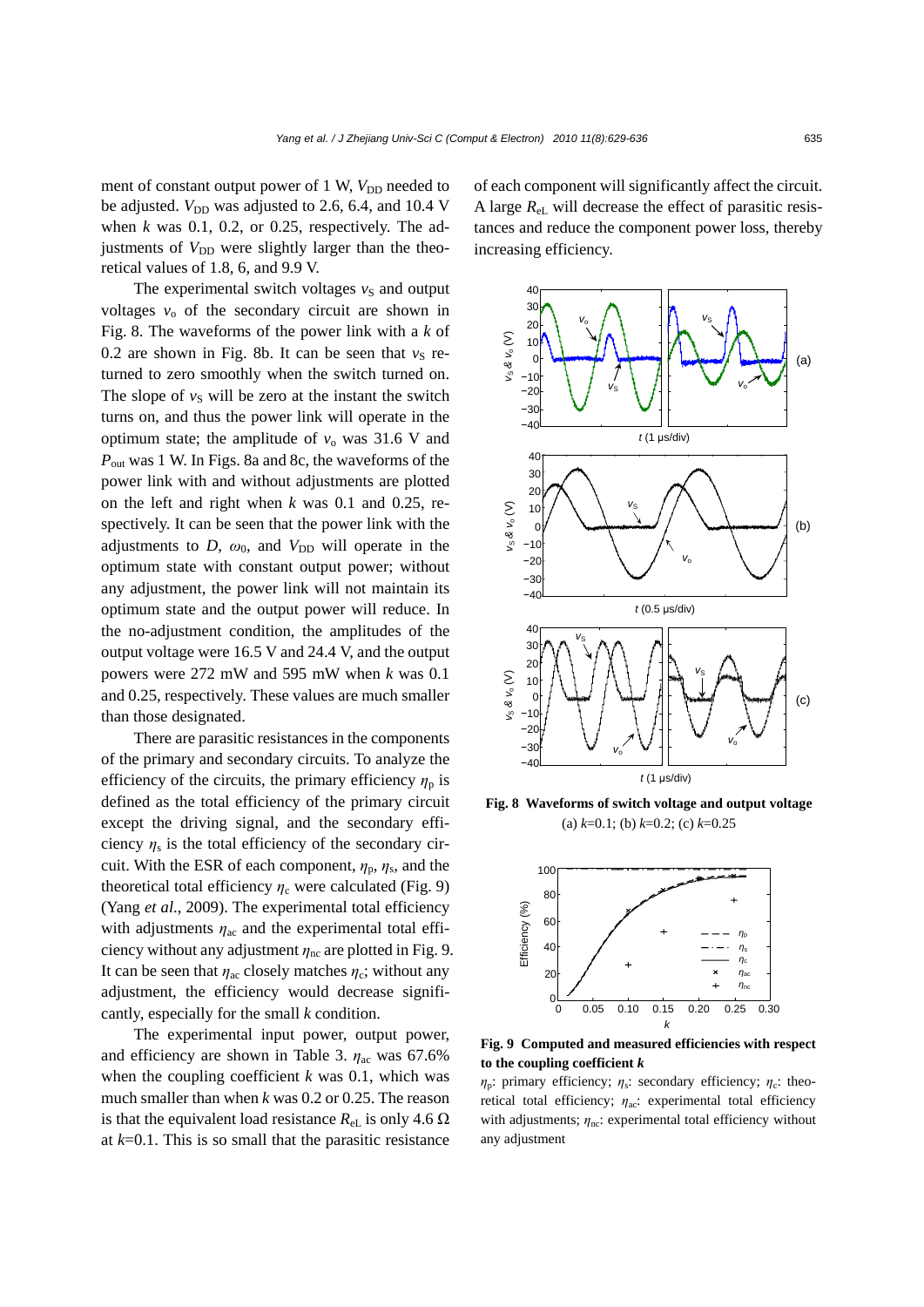ment of constant output power of 1 W, $V_{DD}$ needed to be adjusted. $V_{DD}$ was adjusted to 2.6, 6.4, and 10.4 V when $k$ was 0.1, 0.2, or 0.25, respectively. The adjustments of $V_{DD}$ were slightly larger than the theoretical values of 1.8, 6, and 9.9 V.

The experimental switch voltages $v_S$ and output voltages $v_o$ of the secondary circuit are shown in Fig. 8. The waveforms of the power link with a $k$ of 0.2 are shown in Fig. 8b. It can be seen that $v_S$ returned to zero smoothly when the switch turned on. The slope of $v_S$ will be zero at the instant the switch turns on, and thus the power link will operate in the optimum state; the amplitude of $v_o$ was 31.6 V and $P_{out}$ was 1 W. In Figs. 8a and 8c, the waveforms of the power link with and without adjustments are plotted on the left and right when $k$ was 0.1 and 0.25, respectively. It can be seen that the power link with the adjustments to $D$, $\omega_0$, and $V_{DD}$ will operate in the optimum state with constant output power; without any adjustment, the power link will not maintain its optimum state and the output power will reduce. In the no-adjustment condition, the amplitudes of the output voltage were 16.5 V and 24.4 V, and the output powers were 272 mW and 595 mW when $k$ was 0.1 and 0.25, respectively. These values are much smaller than those designated.

There are parasitic resistances in the components of the primary and secondary circuits. To analyze the efficiency of the circuits, the primary efficiency $\eta_p$ is defined as the total efficiency of the primary circuit except the driving signal, and the secondary efficiency $\eta_s$ is the total efficiency of the secondary circuit. With the ESR of each component, $\eta_p$, $\eta_s$, and the theoretical total efficiency $\eta_c$ were calculated (Fig. 9) (Yang *et al.*, 2009). The experimental total efficiency with adjustments $\eta_{ac}$ and the experimental total efficiency without any adjustment $\eta_{nc}$ are plotted in Fig. 9. It can be seen that $\eta_{ac}$ closely matches $\eta_c$; without any adjustment, the efficiency would decrease significantly, especially for the small $k$ condition.

The experimental input power, output power, and efficiency are shown in Table 3. $\eta_{ac}$ was 67.6% when the coupling coefficient $k$ was 0.1, which was much smaller than when $k$ was 0.2 or 0.25. The reason is that the equivalent load resistance $R_{eL}$ is only 4.6 Ω at $k$=0.1. This is so small that the parasitic resistance of each component will significantly affect the circuit. A large $R_{eL}$ will decrease the effect of parasitic resistances and reduce the component power loss, thereby increasing efficiency.

**Fig. 8 Waveforms of switch voltage and output voltage**
(a) $k$=0.1; (b) $k$=0.2; (c) $k$=0.25

**Fig. 9 Computed and measured efficiencies with respect to the coupling coefficient $k$**

$\eta_p$: primary efficiency; $\eta_s$: secondary efficiency; $\eta_c$: theoretical total efficiency; $\eta_{ac}$: experimental total efficiency with adjustments; $\eta_{nc}$: experimental total efficiency without any adjustment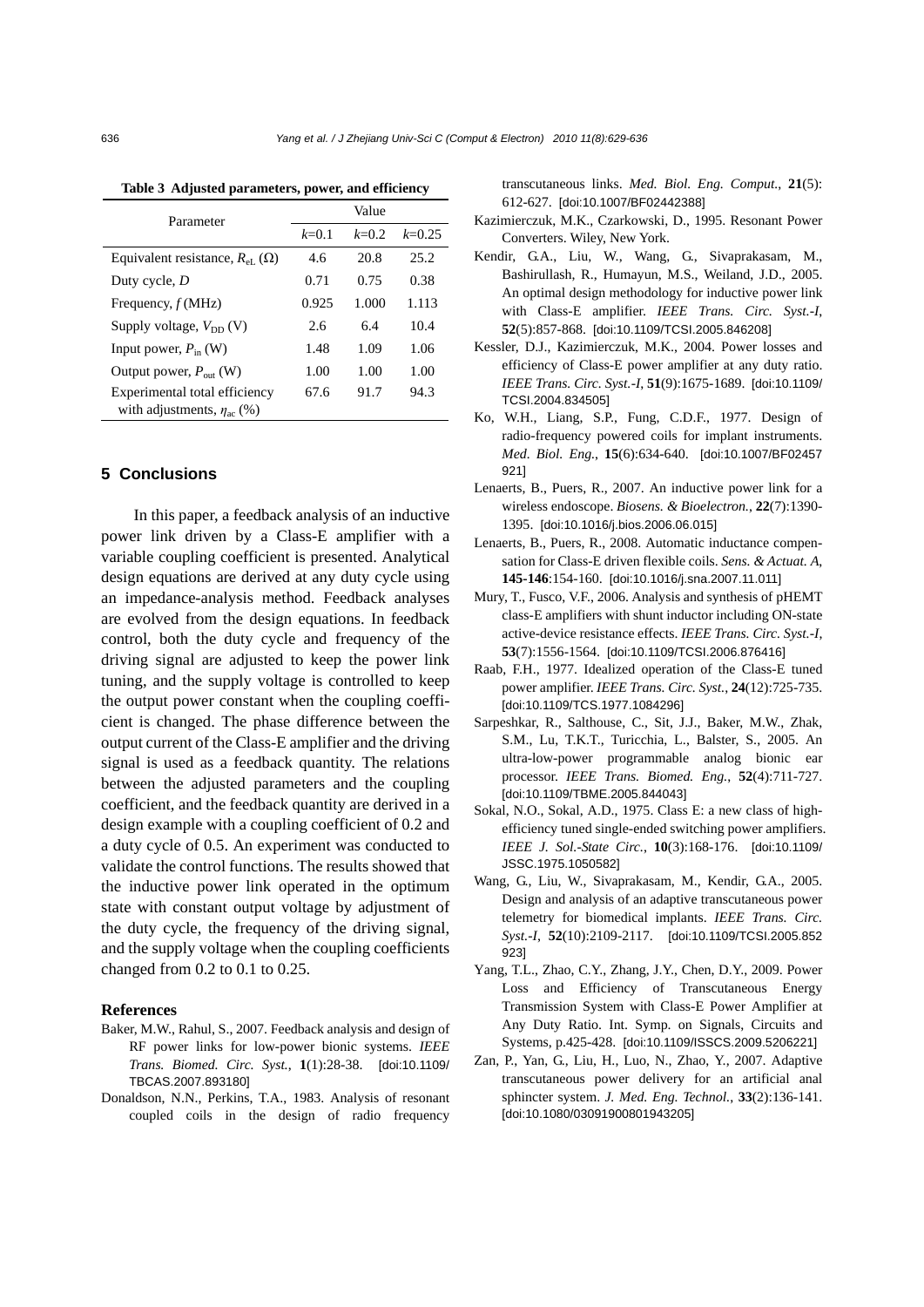**Table 3 Adjusted parameters, power, and efficiency**

| Parameter | Value | | |
|---|---|---|---|
| | $k$=0.1 | $k$=0.2 | $k$=0.25 |
| Equivalent resistance, $R_{eL}$ ($\Omega$) | 4.6 | 20.8 | 25.2 |
| Duty cycle, $D$ | 0.71 | 0.75 | 0.38 |
| Frequency, $f$ (MHz) | 0.925 | 1.000 | 1.113 |
| Supply voltage, $V_{DD}$ (V) | 2.6 | 6.4 | 10.4 |
| Input power, $P_{in}$ (W) | 1.48 | 1.09 | 1.06 |
| Output power, $P_{out}$ (W) | 1.00 | 1.00 | 1.00 |
| Experimental total efficiency with adjustments, $\eta_{ac}$ (%) | 67.6 | 91.7 | 94.3 |

## 5 Conclusions

In this paper, a feedback analysis of an inductive power link driven by a Class-E amplifier with a variable coupling coefficient is presented. Analytical design equations are derived at any duty cycle using an impedance-analysis method. Feedback analyses are evolved from the design equations. In feedback control, both the duty cycle and frequency of the driving signal are adjusted to keep the power link tuning, and the supply voltage is controlled to keep the output power constant when the coupling coefficient is changed. The phase difference between the output current of the Class-E amplifier and the driving signal is used as a feedback quantity. The relations between the adjusted parameters and the coupling coefficient, and the feedback quantity are derived in a design example with a coupling coefficient of 0.2 and a duty cycle of 0.5. An experiment was conducted to validate the control functions. The results showed that the inductive power link operated in the optimum state with constant output voltage by adjustment of the duty cycle, the frequency of the driving signal, and the supply voltage when the coupling coefficients changed from 0.2 to 0.1 to 0.25.

### References

Baker, M.W., Rahul, S., 2007. Feedback analysis and design of RF power links for low-power bionic systems. *IEEE Trans. Biomed. Circ. Syst.*, **1**(1):28-38. [doi:10.1109/TBCAS.2007.893180]

Donaldson, N.N., Perkins, T.A., 1983. Analysis of resonant coupled coils in the design of radio frequency transcutaneous links. *Med. Biol. Eng. Comput.*, **21**(5):612-627. [doi:10.1007/BF02442388]

Kazimierczuk, M.K., Czarkowski, D., 1995. Resonant Power Converters. Wiley, New York.

Kendir, G.A., Liu, W., Wang, G., Sivaprakasam, M., Bashirullash, R., Humayun, M.S., Weiland, J.D., 2005. An optimal design methodology for inductive power link with Class-E amplifier. *IEEE Trans. Circ. Syst.-I*, **52**(5):857-868. [doi:10.1109/TCSI.2005.846208]

Kessler, D.J., Kazimierczuk, M.K., 2004. Power losses and efficiency of Class-E power amplifier at any duty ratio. *IEEE Trans. Circ. Syst.-I*, **51**(9):1675-1689. [doi:10.1109/TCSI.2004.834505]

Ko, W.H., Liang, S.P., Fung, C.D.F., 1977. Design of radio-frequency powered coils for implant instruments. *Med. Biol. Eng.*, **15**(6):634-640. [doi:10.1007/BF02457921]

Lenaerts, B., Puers, R., 2007. An inductive power link for a wireless endoscope. *Biosens. & Bioelectron.*, **22**(7):1390-1395. [doi:10.1016/j.bios.2006.06.015]

Lenaerts, B., Puers, R., 2008. Automatic inductance compensation for Class-E driven flexible coils. *Sens. & Actuat. A*, **145-146**:154-160. [doi:10.1016/j.sna.2007.11.011]

Mury, T., Fusco, V.F., 2006. Analysis and synthesis of pHEMT class-E amplifiers with shunt inductor including ON-state active-device resistance effects. *IEEE Trans. Circ. Syst.-I*, **53**(7):1556-1564. [doi:10.1109/TCSI.2006.876416]

Raab, F.H., 1977. Idealized operation of the Class-E tuned power amplifier. *IEEE Trans. Circ. Syst.*, **24**(12):725-735. [doi:10.1109/TCS.1977.1084296]

Sarpeshkar, R., Salthouse, C., Sit, J.J., Baker, M.W., Zhak, S.M., Lu, T.K.T., Turicchia, L., Balster, S., 2005. An ultra-low-power programmable analog bionic ear processor. *IEEE Trans. Biomed. Eng.*, **52**(4):711-727. [doi:10.1109/TBME.2005.844043]

Sokal, N.O., Sokal, A.D., 1975. Class E: a new class of high-efficiency tuned single-ended switching power amplifiers. *IEEE J. Sol.-State Circ.*, **10**(3):168-176. [doi:10.1109/JSSC.1975.1050582]

Wang, G., Liu, W., Sivaprakasam, M., Kendir, G.A., 2005. Design and analysis of an adaptive transcutaneous power telemetry for biomedical implants. *IEEE Trans. Circ. Syst.-I*, **52**(10):2109-2117. [doi:10.1109/TCSI.2005.852923]

Yang, T.L., Zhao, C.Y., Zhang, J.Y., Chen, D.Y., 2009. Power Loss and Efficiency of Transcutaneous Energy Transmission System with Class-E Power Amplifier at Any Duty Ratio. Int. Symp. on Signals, Circuits and Systems, p.425-428. [doi:10.1109/ISSCS.2009.5206221]

Zan, P., Yan, G., Liu, H., Luo, N., Zhao, Y., 2007. Adaptive transcutaneous power delivery for an artificial anal sphincter system. *J. Med. Eng. Technol.*, **33**(2):136-141. [doi:10.1080/03091900801943205]